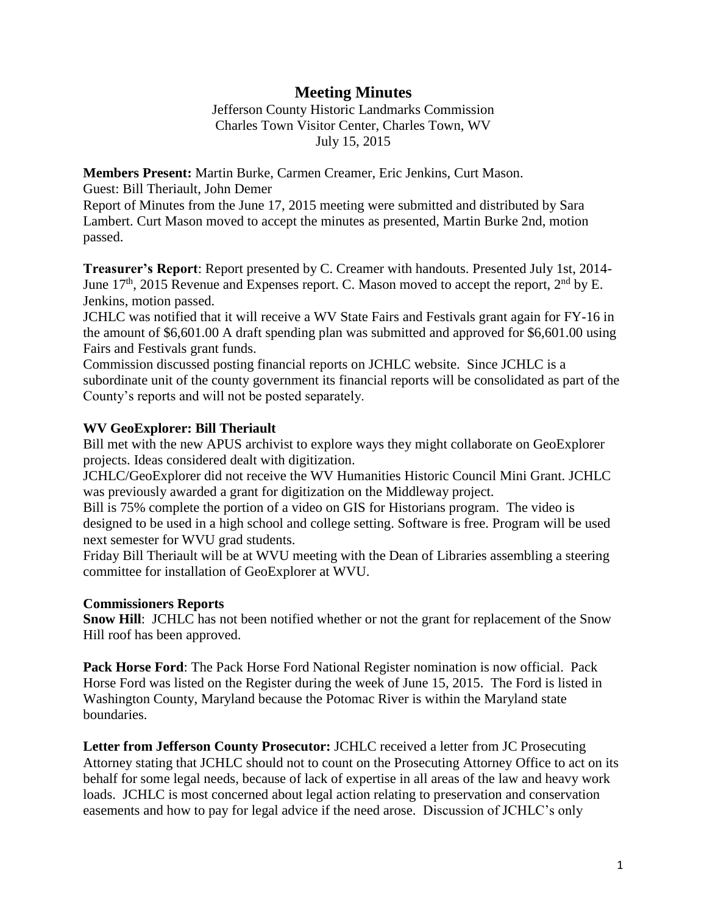# Meeting Minutes

Jefferson County Historic Landmarks Commission
Charles Town Visitor Center, Charles Town, WV
July 15, 2015

**Members Present:** Martin Burke, Carmen Creamer, Eric Jenkins, Curt Mason.
Guest: Bill Theriault, John Demer
Report of Minutes from the June 17, 2015 meeting were submitted and distributed by Sara Lambert. Curt Mason moved to accept the minutes as presented, Martin Burke 2nd, motion passed.

**Treasurer's Report**: Report presented by C. Creamer with handouts. Presented July 1st, 2014-June 17th, 2015 Revenue and Expenses report. C. Mason moved to accept the report, 2nd by E. Jenkins, motion passed.
JCHLC was notified that it will receive a WV State Fairs and Festivals grant again for FY-16 in the amount of $6,601.00 A draft spending plan was submitted and approved for $6,601.00 using Fairs and Festivals grant funds.
Commission discussed posting financial reports on JCHLC website. Since JCHLC is a subordinate unit of the county government its financial reports will be consolidated as part of the County's reports and will not be posted separately.

**WV GeoExplorer: Bill Theriault**
Bill met with the new APUS archivist to explore ways they might collaborate on GeoExplorer projects. Ideas considered dealt with digitization.
JCHLC/GeoExplorer did not receive the WV Humanities Historic Council Mini Grant. JCHLC was previously awarded a grant for digitization on the Middleway project.
Bill is 75% complete the portion of a video on GIS for Historians program. The video is designed to be used in a high school and college setting. Software is free. Program will be used next semester for WVU grad students.
Friday Bill Theriault will be at WVU meeting with the Dean of Libraries assembling a steering committee for installation of GeoExplorer at WVU.

**Commissioners Reports**
**Snow Hill**: JCHLC has not been notified whether or not the grant for replacement of the Snow Hill roof has been approved.

**Pack Horse Ford**: The Pack Horse Ford National Register nomination is now official. Pack Horse Ford was listed on the Register during the week of June 15, 2015. The Ford is listed in Washington County, Maryland because the Potomac River is within the Maryland state boundaries.

**Letter from Jefferson County Prosecutor:** JCHLC received a letter from JC Prosecuting Attorney stating that JCHLC should not to count on the Prosecuting Attorney Office to act on its behalf for some legal needs, because of lack of expertise in all areas of the law and heavy work loads. JCHLC is most concerned about legal action relating to preservation and conservation easements and how to pay for legal advice if the need arose. Discussion of JCHLC's only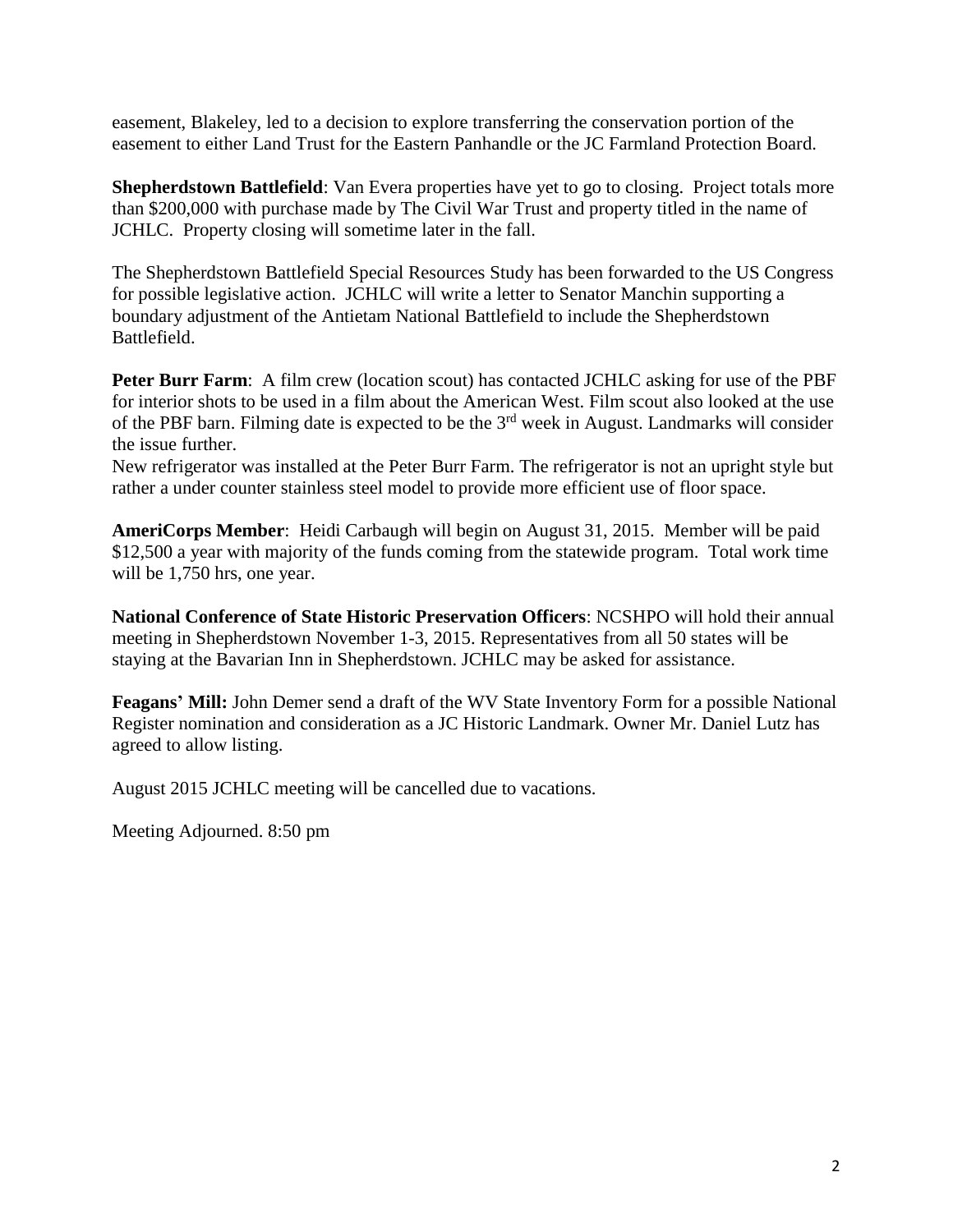easement, Blakeley, led to a decision to explore transferring the conservation portion of the easement to either Land Trust for the Eastern Panhandle or the JC Farmland Protection Board.

**Shepherdstown Battlefield**: Van Evera properties have yet to go to closing. Project totals more than $200,000 with purchase made by The Civil War Trust and property titled in the name of JCHLC. Property closing will sometime later in the fall.

The Shepherdstown Battlefield Special Resources Study has been forwarded to the US Congress for possible legislative action. JCHLC will write a letter to Senator Manchin supporting a boundary adjustment of the Antietam National Battlefield to include the Shepherdstown Battlefield.

**Peter Burr Farm**: A film crew (location scout) has contacted JCHLC asking for use of the PBF for interior shots to be used in a film about the American West. Film scout also looked at the use of the PBF barn. Filming date is expected to be the 3rd week in August. Landmarks will consider the issue further.
New refrigerator was installed at the Peter Burr Farm. The refrigerator is not an upright style but rather a under counter stainless steel model to provide more efficient use of floor space.

**AmeriCorps Member**: Heidi Carbaugh will begin on August 31, 2015. Member will be paid $12,500 a year with majority of the funds coming from the statewide program. Total work time will be 1,750 hrs, one year.

**National Conference of State Historic Preservation Officers**: NCSHPO will hold their annual meeting in Shepherdstown November 1-3, 2015. Representatives from all 50 states will be staying at the Bavarian Inn in Shepherdstown. JCHLC may be asked for assistance.

**Feagans' Mill:** John Demer send a draft of the WV State Inventory Form for a possible National Register nomination and consideration as a JC Historic Landmark. Owner Mr. Daniel Lutz has agreed to allow listing.

August 2015 JCHLC meeting will be cancelled due to vacations.

Meeting Adjourned. 8:50 pm